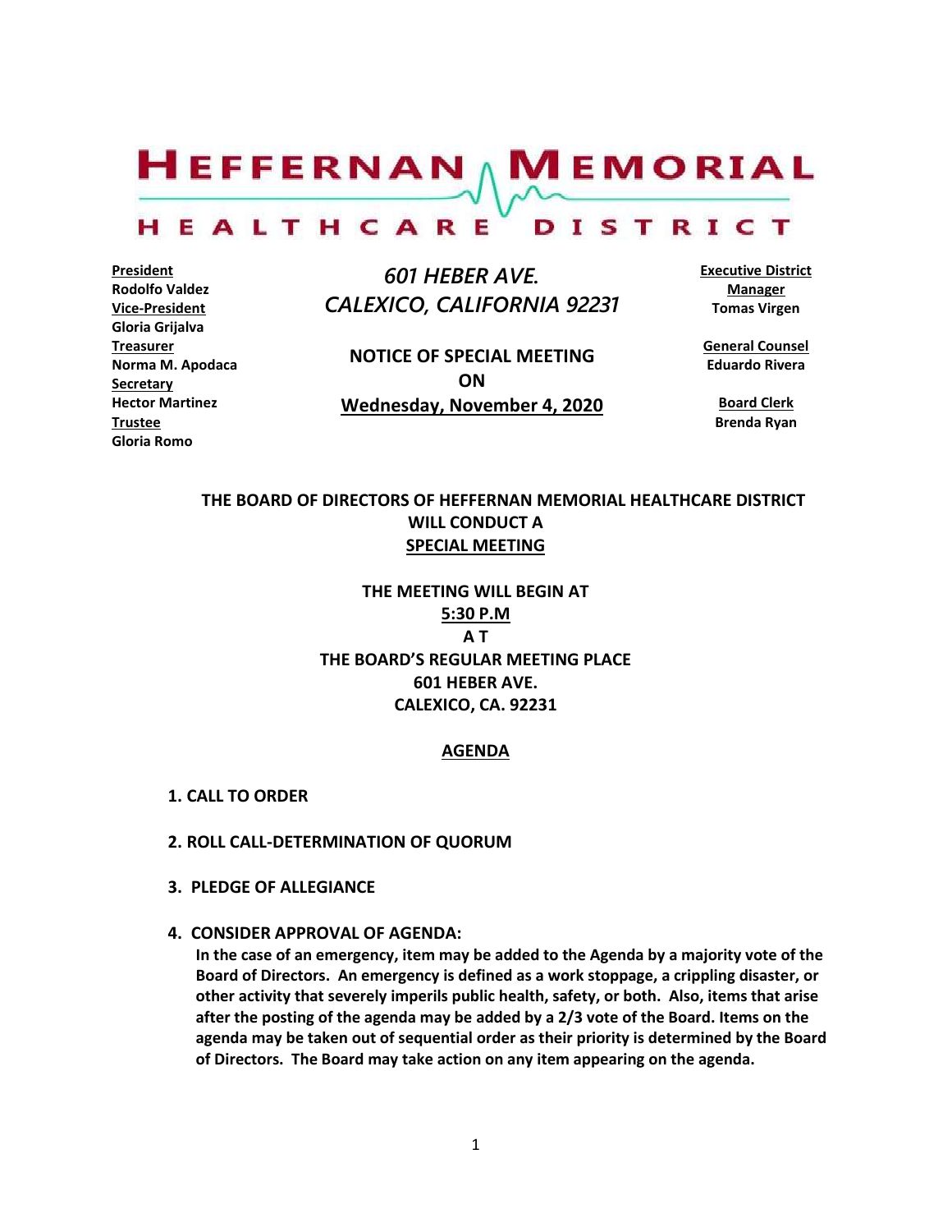# HEFFERNAN MEMORIAL HEALTHCARE DISTRICT

**President**
Rodolfo Valdez
**Vice-President**
Gloria Grijalva
**Treasurer**
Norma M. Apodaca
**Secretary**
Hector Martinez
**Trustee**
Gloria Romo

*601 HEBER AVE.*
*CALEXICO, CALIFORNIA 92231*

**NOTICE OF SPECIAL MEETING**
**ON**
**Wednesday, November 4, 2020**

**Executive District Manager**
Tomas Virgen

**General Counsel**
Eduardo Rivera

**Board Clerk**
Brenda Ryan

**THE BOARD OF DIRECTORS OF HEFFERNAN MEMORIAL HEALTHCARE DISTRICT WILL CONDUCT A SPECIAL MEETING**

**THE MEETING WILL BEGIN AT**
**5:30 P.M**
**A T**
**THE BOARD'S REGULAR MEETING PLACE**
**601 HEBER AVE.**
**CALEXICO, CA. 92231**

## AGENDA

**1. CALL TO ORDER**

**2. ROLL CALL-DETERMINATION OF QUORUM**

**3. PLEDGE OF ALLEGIANCE**

**4. CONSIDER APPROVAL OF AGENDA:**

**In the case of an emergency, item may be added to the Agenda by a majority vote of the Board of Directors. An emergency is defined as a work stoppage, a crippling disaster, or other activity that severely imperils public health, safety, or both. Also, items that arise after the posting of the agenda may be added by a 2/3 vote of the Board. Items on the agenda may be taken out of sequential order as their priority is determined by the Board of Directors. The Board may take action on any item appearing on the agenda.**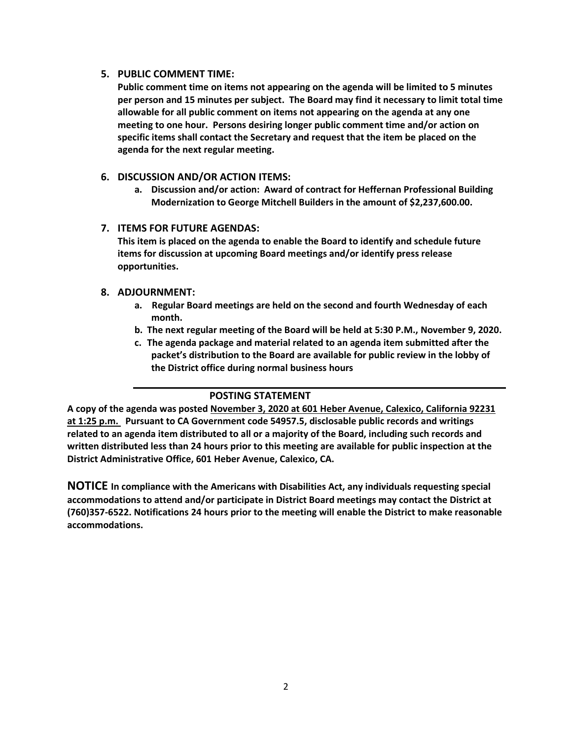5. **PUBLIC COMMENT TIME:**

   **Public comment time on items not appearing on the agenda will be limited to 5 minutes per person and 15 minutes per subject. The Board may find it necessary to limit total time allowable for all public comment on items not appearing on the agenda at any one meeting to one hour. Persons desiring longer public comment time and/or action on specific items shall contact the Secretary and request that the item be placed on the agenda for the next regular meeting.**

6. **DISCUSSION AND/OR ACTION ITEMS:**
   a. **Discussion and/or action: Award of contract for Heffernan Professional Building Modernization to George Mitchell Builders in the amount of $2,237,600.00.**

7. **ITEMS FOR FUTURE AGENDAS:**

   **This item is placed on the agenda to enable the Board to identify and schedule future items for discussion at upcoming Board meetings and/or identify press release opportunities.**

8. **ADJOURNMENT:**
   a. **Regular Board meetings are held on the second and fourth Wednesday of each month.**
   b. **The next regular meeting of the Board will be held at 5:30 P.M., November 9, 2020.**
   c. **The agenda package and material related to an agenda item submitted after the packet's distribution to the Board are available for public review in the lobby of the District office during normal business hours**

---

**POSTING STATEMENT**

**A copy of the agenda was posted November 3, 2020 at 601 Heber Avenue, Calexico, California 92231 at 1:25 p.m. Pursuant to CA Government code 54957.5, disclosable public records and writings related to an agenda item distributed to all or a majority of the Board, including such records and written distributed less than 24 hours prior to this meeting are available for public inspection at the District Administrative Office, 601 Heber Avenue, Calexico, CA.**

**NOTICE In compliance with the Americans with Disabilities Act, any individuals requesting special accommodations to attend and/or participate in District Board meetings may contact the District at (760)357-6522. Notifications 24 hours prior to the meeting will enable the District to make reasonable accommodations.**